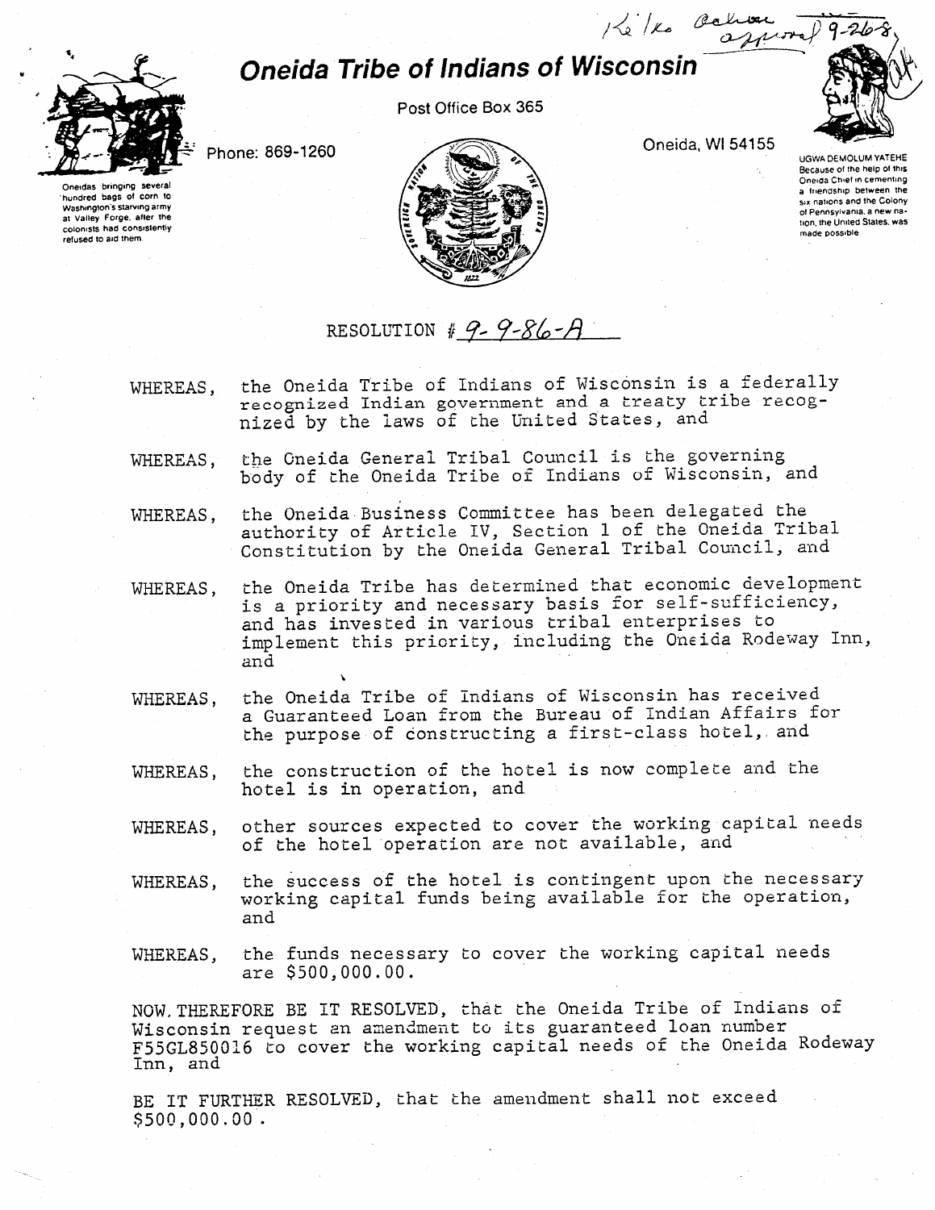Ke'lko Oakman approved 9-26-8

# Oneida Tribe of Indians of Wisconsin

Post Office Box 365

Phone: 869-1260

Oneida, WI 54155

Oneidas bringing several hundred bags of corn to Washington's starving army at Valley Forge, after the colonists had consistently refused to aid them.

UGWA DEMOLUM YATEHE Because of the help of this Oneida Chief in cementing a friendship between the six nations and the Colony of Pennsylvania, a new nation, the United States, was made possible.

RESOLUTION # 9-9-86-A

WHEREAS, the Oneida Tribe of Indians of Wisconsin is a federally recognized Indian government and a treaty tribe recognized by the laws of the United States, and

WHEREAS, the Oneida General Tribal Council is the governing body of the Oneida Tribe of Indians of Wisconsin, and

WHEREAS, the Oneida Business Committee has been delegated the authority of Article IV, Section 1 of the Oneida Tribal Constitution by the Oneida General Tribal Council, and

WHEREAS, the Oneida Tribe has determined that economic development is a priority and necessary basis for self-sufficiency, and has invested in various tribal enterprises to implement this priority, including the Oneida Rodeway Inn, and

WHEREAS, the Oneida Tribe of Indians of Wisconsin has received a Guaranteed Loan from the Bureau of Indian Affairs for the purpose of constructing a first-class hotel, and

WHEREAS, the construction of the hotel is now complete and the hotel is in operation, and

WHEREAS, other sources expected to cover the working capital needs of the hotel operation are not available, and

WHEREAS, the success of the hotel is contingent upon the necessary working capital funds being available for the operation, and

WHEREAS, the funds necessary to cover the working capital needs are $500,000.00.

NOW, THEREFORE BE IT RESOLVED, that the Oneida Tribe of Indians of Wisconsin request an amendment to its guaranteed loan number F55GL850016 to cover the working capital needs of the Oneida Rodeway Inn, and

BE IT FURTHER RESOLVED, that the amendment shall not exceed $500,000.00.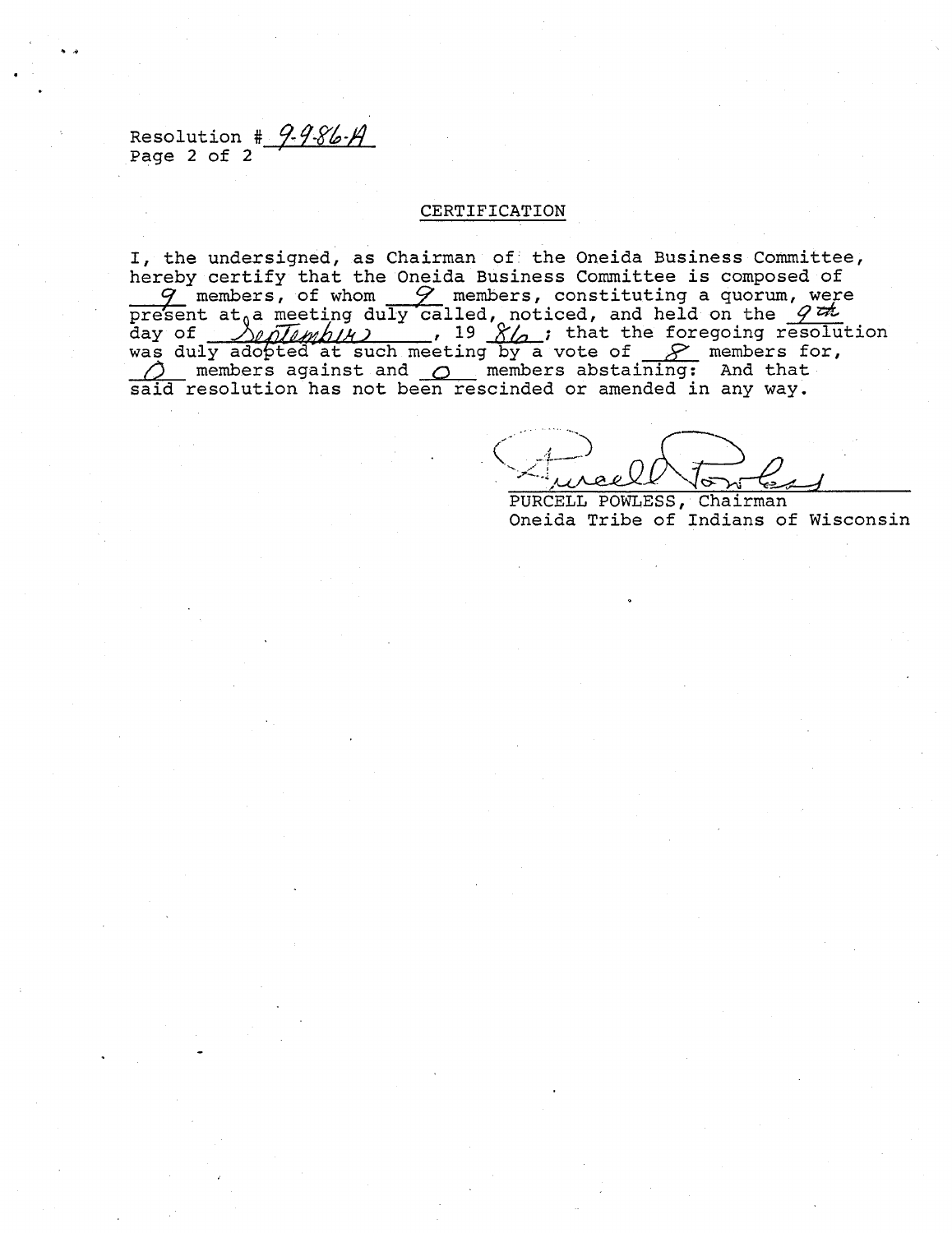Resolution # 9-9-86-A
Page 2 of 2

## CERTIFICATION

I, the undersigned, as Chairman of the Oneida Business Committee, hereby certify that the Oneida Business Committee is composed of 9 members, of whom 9 members, constituting a quorum, were present at a meeting duly called, noticed, and held on the 9th day of September, 19 86; that the foregoing resolution was duly adopted at such meeting by a vote of 8 members for, 0 members against and 0 members abstaining: And that said resolution has not been rescinded or amended in any way.

Purcell Powless

PURCELL POWLESS, Chairman
Oneida Tribe of Indians of Wisconsin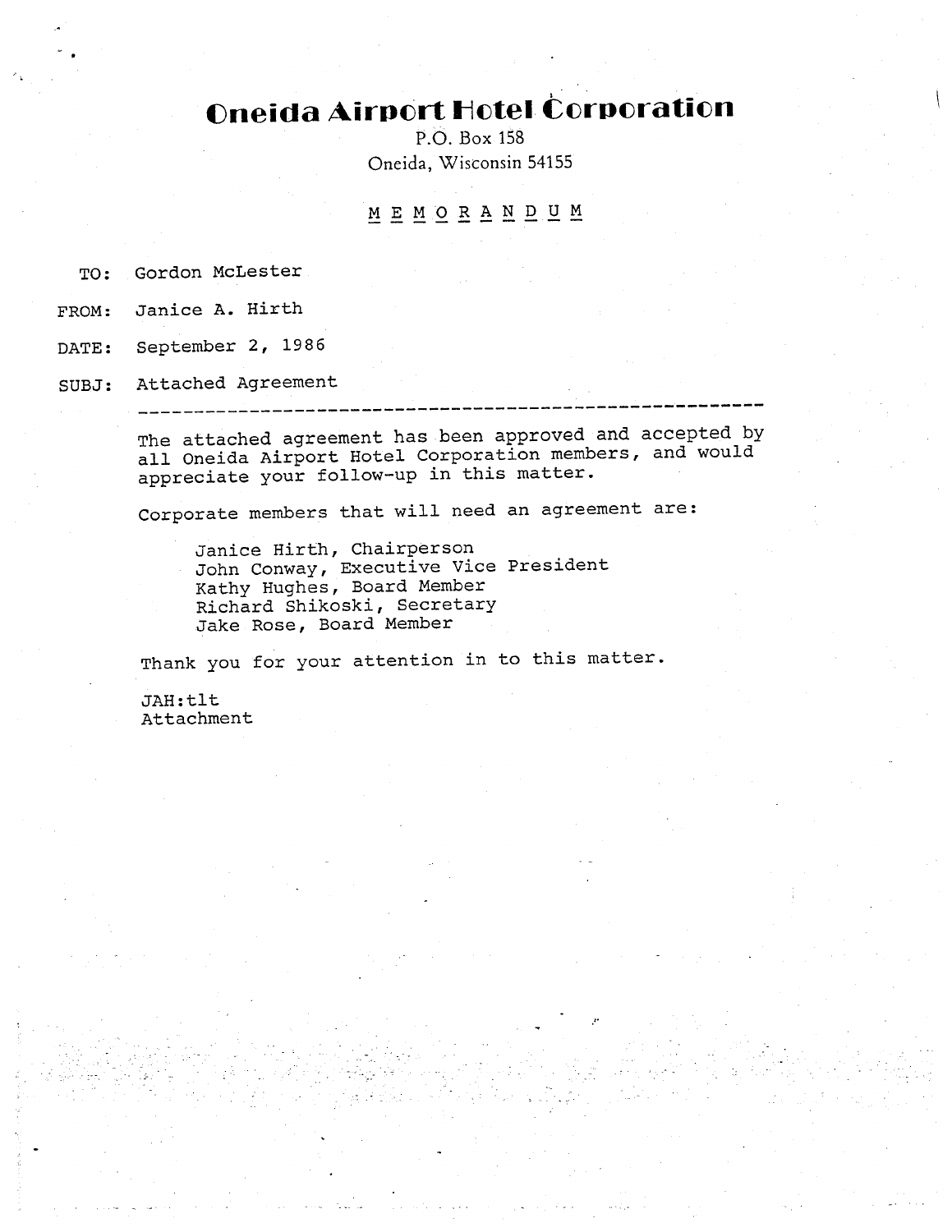# Oneida Airport Hotel Corporation

P.O. Box 158
Oneida, Wisconsin 54155

## M E M O R A N D U M

TO: Gordon McLester

FROM: Janice A. Hirth

DATE: September 2, 1986

SUBJ: Attached Agreement

---

The attached agreement has been approved and accepted by all Oneida Airport Hotel Corporation members, and would appreciate your follow-up in this matter.

Corporate members that will need an agreement are:

Janice Hirth, Chairperson
John Conway, Executive Vice President
Kathy Hughes, Board Member
Richard Shikoski, Secretary
Jake Rose, Board Member

Thank you for your attention in to this matter.

JAH:tlt
Attachment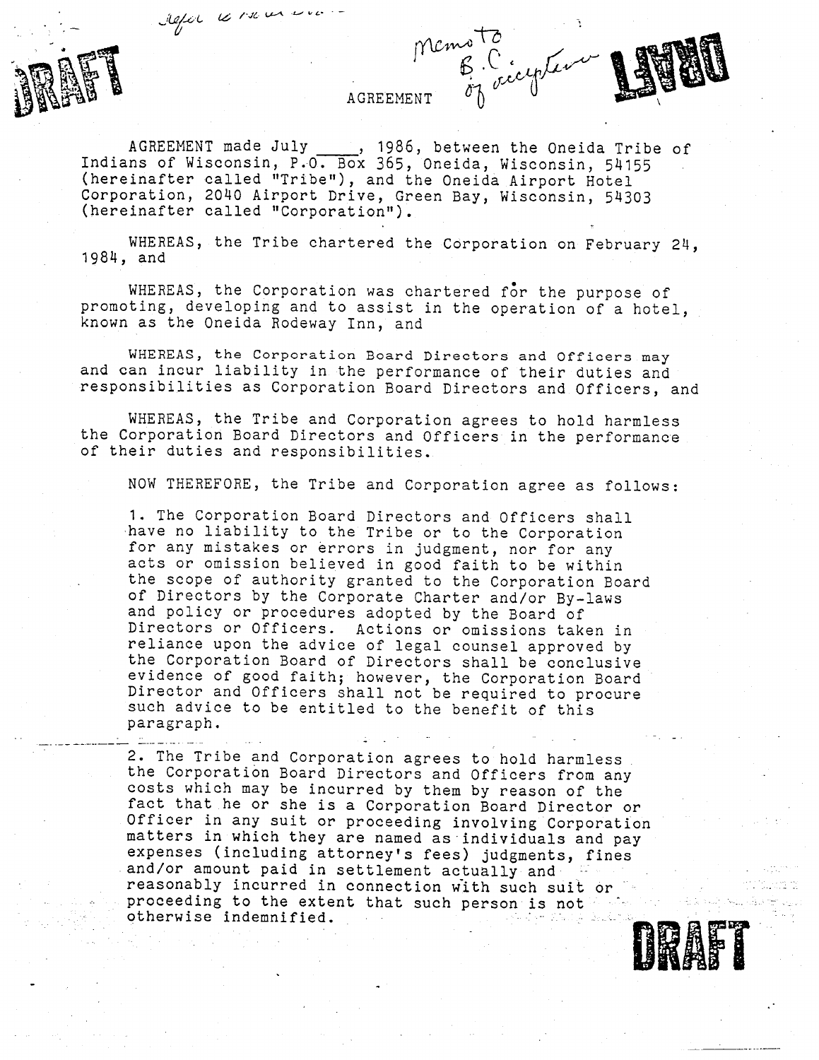DRAFT

Memo to B.C. of acceptance

DRAFT

# AGREEMENT

AGREEMENT made July _____, 1986, between the Oneida Tribe of Indians of Wisconsin, P.O. Box 365, Oneida, Wisconsin, 54155 (hereinafter called "Tribe"), and the Oneida Airport Hotel Corporation, 2040 Airport Drive, Green Bay, Wisconsin, 54303 (hereinafter called "Corporation").

WHEREAS, the Tribe chartered the Corporation on February 24, 1984, and

WHEREAS, the Corporation was chartered for the purpose of promoting, developing and to assist in the operation of a hotel, known as the Oneida Rodeway Inn, and

WHEREAS, the Corporation Board Directors and Officers may and can incur liability in the performance of their duties and responsibilities as Corporation Board Directors and Officers, and

WHEREAS, the Tribe and Corporation agrees to hold harmless the Corporation Board Directors and Officers in the performance of their duties and responsibilities.

NOW THEREFORE, the Tribe and Corporation agree as follows:

1. The Corporation Board Directors and Officers shall have no liability to the Tribe or to the Corporation for any mistakes or errors in judgment, nor for any acts or omission believed in good faith to be within the scope of authority granted to the Corporation Board of Directors by the Corporate Charter and/or By-laws and policy or procedures adopted by the Board of Directors or Officers. Actions or omissions taken in reliance upon the advice of legal counsel approved by the Corporation Board of Directors shall be conclusive evidence of good faith; however, the Corporation Board Director and Officers shall not be required to procure such advice to be entitled to the benefit of this paragraph.

2. The Tribe and Corporation agrees to hold harmless the Corporation Board Directors and Officers from any costs which may be incurred by them by reason of the fact that he or she is a Corporation Board Director or Officer in any suit or proceeding involving Corporation matters in which they are named as individuals and pay expenses (including attorney's fees) judgments, fines and/or amount paid in settlement actually and reasonably incurred in connection with such suit or proceeding to the extent that such person is not otherwise indemnified.

DRAFT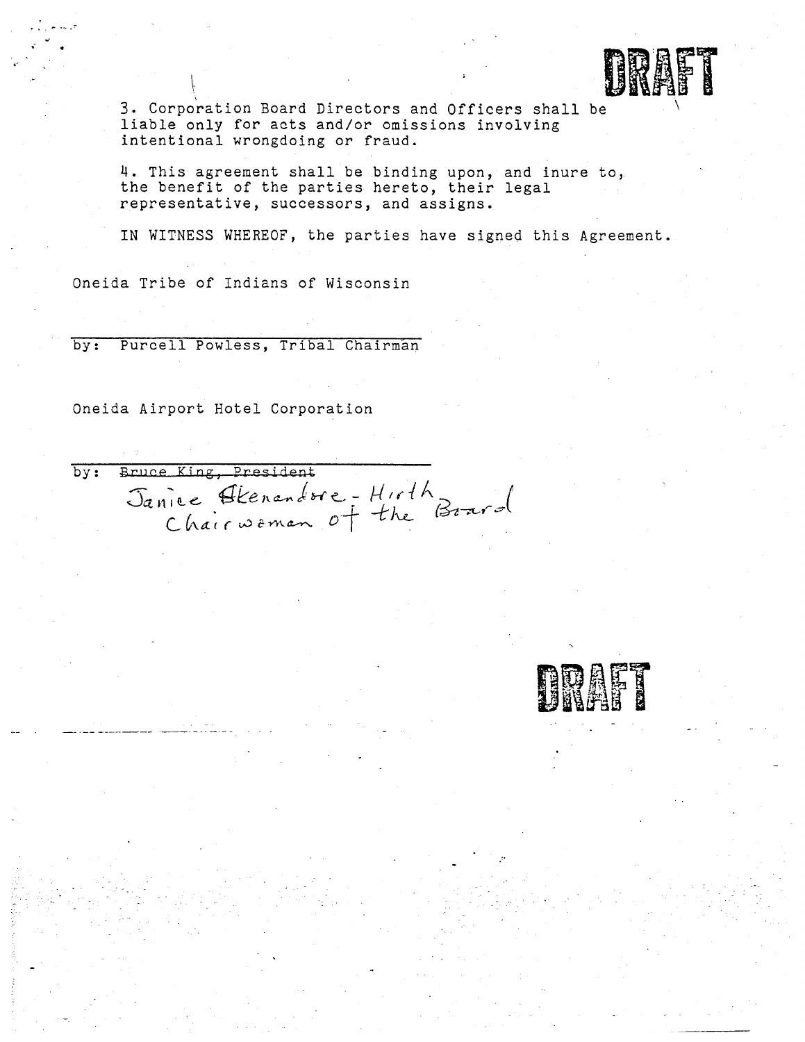DRAFT

3. Corporation Board Directors and Officers shall be liable only for acts and/or omissions involving intentional wrongdoing or fraud.

4. This agreement shall be binding upon, and inure to, the benefit of the parties hereto, their legal representative, successors, and assigns.

IN WITNESS WHEREOF, the parties have signed this Agreement.

Oneida Tribe of Indians of Wisconsin

\_\_\_\_\_\_\_\_\_\_\_\_\_\_\_\_\_\_\_\_\_\_\_\_\_\_\_\_\_\_\_\_\_\_\_\_

by: Purcell Powless, Tribal Chairman

Oneida Airport Hotel Corporation

\_\_\_\_\_\_\_\_\_\_\_\_\_\_\_\_\_\_\_\_\_\_\_\_\_\_\_\_\_\_\_\_\_\_\_\_

by: ~~Bruce King, President~~

Janice Skenandore-Hirth
Chairwoman of the Board

DRAFT